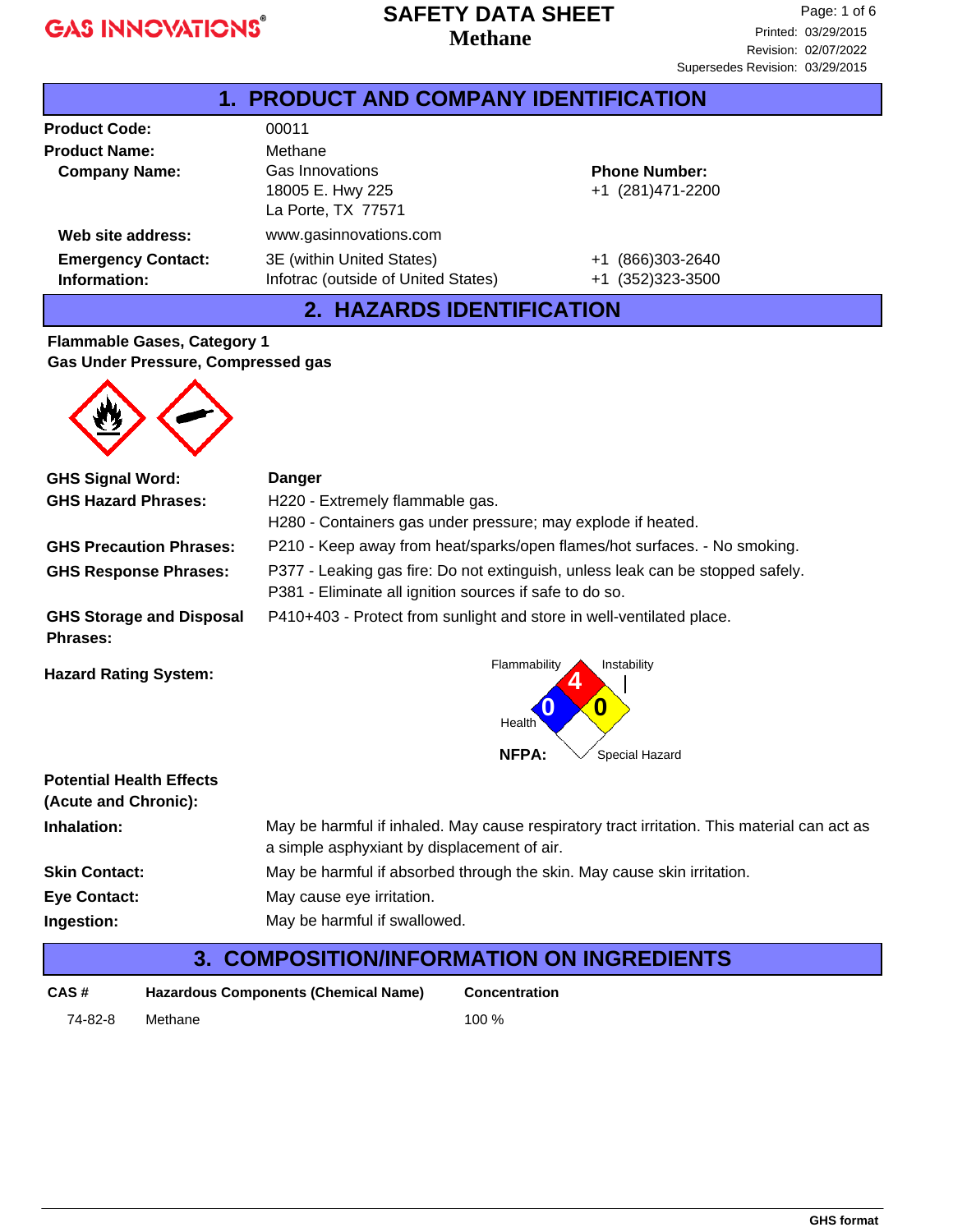# SAFETY DATA SHEET
## Methane

Printed: 03/29/2015
Revision: 02/07/2022
Supersedes Revision: 03/29/2015

## 1. PRODUCT AND COMPANY IDENTIFICATION

**Product Code:** 00011

**Product Name:** Methane

**Company Name:** Gas Innovations
18005 E. Hwy 225
La Porte, TX 77571

**Phone Number:** +1 (281)471-2200

**Web site address:** www.gasinnovations.com

**Emergency Contact Information:**

| | |
|---|---|
| 3E (within United States) | +1 (866)303-2640 |
| Infotrac (outside of United States) | +1 (352)323-3500 |

## 2. HAZARDS IDENTIFICATION

**Flammable Gases, Category 1**
**Gas Under Pressure, Compressed gas**

**GHS Signal Word:** **Danger**

**GHS Hazard Phrases:**
H220 - Extremely flammable gas.
H280 - Containers gas under pressure; may explode if heated.

**GHS Precaution Phrases:** P210 - Keep away from heat/sparks/open flames/hot surfaces. - No smoking.

**GHS Response Phrases:**
P377 - Leaking gas fire: Do not extinguish, unless leak can be stopped safely.
P381 - Eliminate all ignition sources if safe to do so.

**GHS Storage and Disposal Phrases:** P410+403 - Protect from sunlight and store in well-ventilated place.

**Hazard Rating System:**

NFPA: Flammability 4, Health 0, Instability 0, Special Hazard (blank)

**Potential Health Effects (Acute and Chronic):**

**Inhalation:** May be harmful if inhaled. May cause respiratory tract irritation. This material can act as a simple asphyxiant by displacement of air.

**Skin Contact:** May be harmful if absorbed through the skin. May cause skin irritation.

**Eye Contact:** May cause eye irritation.

**Ingestion:** May be harmful if swallowed.

## 3. COMPOSITION/INFORMATION ON INGREDIENTS

| CAS # | Hazardous Components (Chemical Name) | Concentration |
|---|---|---|
| 74-82-8 | Methane | 100 % |

GHS format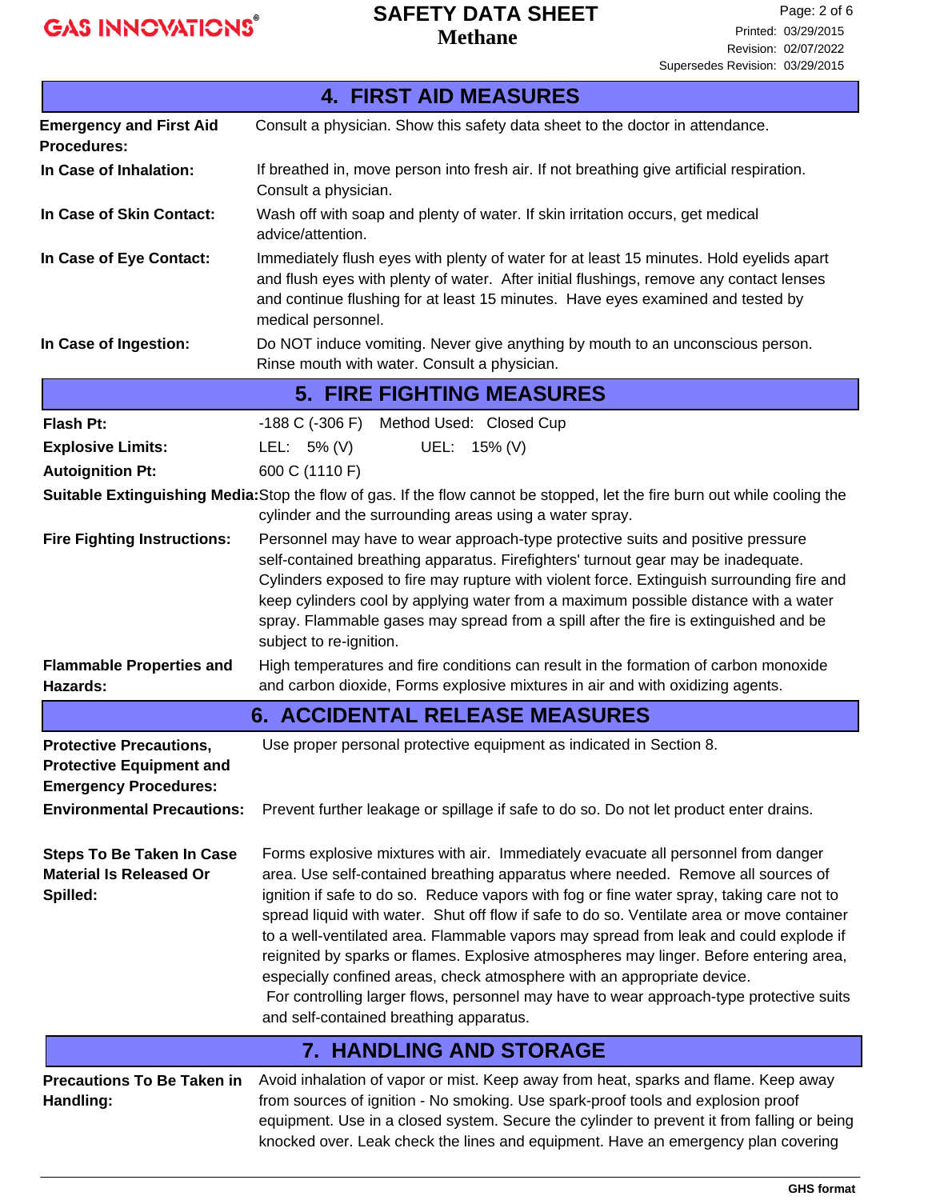## 4. FIRST AID MEASURES

**Emergency and First Aid Procedures:** Consult a physician. Show this safety data sheet to the doctor in attendance.

**In Case of Inhalation:** If breathed in, move person into fresh air. If not breathing give artificial respiration. Consult a physician.

**In Case of Skin Contact:** Wash off with soap and plenty of water. If skin irritation occurs, get medical advice/attention.

**In Case of Eye Contact:** Immediately flush eyes with plenty of water for at least 15 minutes. Hold eyelids apart and flush eyes with plenty of water. After initial flushings, remove any contact lenses and continue flushing for at least 15 minutes. Have eyes examined and tested by medical personnel.

**In Case of Ingestion:** Do NOT induce vomiting. Never give anything by mouth to an unconscious person. Rinse mouth with water. Consult a physician.

## 5. FIRE FIGHTING MEASURES

**Flash Pt:** -188 C (-306 F) Method Used: Closed Cup

**Explosive Limits:** LEL: 5% (V) UEL: 15% (V)

**Autoignition Pt:** 600 C (1110 F)

**Suitable Extinguishing Media:** Stop the flow of gas. If the flow cannot be stopped, let the fire burn out while cooling the cylinder and the surrounding areas using a water spray.

**Fire Fighting Instructions:** Personnel may have to wear approach-type protective suits and positive pressure self-contained breathing apparatus. Firefighters' turnout gear may be inadequate. Cylinders exposed to fire may rupture with violent force. Extinguish surrounding fire and keep cylinders cool by applying water from a maximum possible distance with a water spray. Flammable gases may spread from a spill after the fire is extinguished and be subject to re-ignition.

**Flammable Properties and Hazards:** High temperatures and fire conditions can result in the formation of carbon monoxide and carbon dioxide, Forms explosive mixtures in air and with oxidizing agents.

## 6. ACCIDENTAL RELEASE MEASURES

**Protective Precautions, Protective Equipment and Emergency Procedures:** Use proper personal protective equipment as indicated in Section 8.

**Environmental Precautions:** Prevent further leakage or spillage if safe to do so. Do not let product enter drains.

**Steps To Be Taken In Case Material Is Released Or Spilled:** Forms explosive mixtures with air. Immediately evacuate all personnel from danger area. Use self-contained breathing apparatus where needed. Remove all sources of ignition if safe to do so. Reduce vapors with fog or fine water spray, taking care not to spread liquid with water. Shut off flow if safe to do so. Ventilate area or move container to a well-ventilated area. Flammable vapors may spread from leak and could explode if reignited by sparks or flames. Explosive atmospheres may linger. Before entering area, especially confined areas, check atmosphere with an appropriate device.
For controlling larger flows, personnel may have to wear approach-type protective suits and self-contained breathing apparatus.

## 7. HANDLING AND STORAGE

**Precautions To Be Taken in Handling:** Avoid inhalation of vapor or mist. Keep away from heat, sparks and flame. Keep away from sources of ignition - No smoking. Use spark-proof tools and explosion proof equipment. Use in a closed system. Secure the cylinder to prevent it from falling or being knocked over. Leak check the lines and equipment. Have an emergency plan covering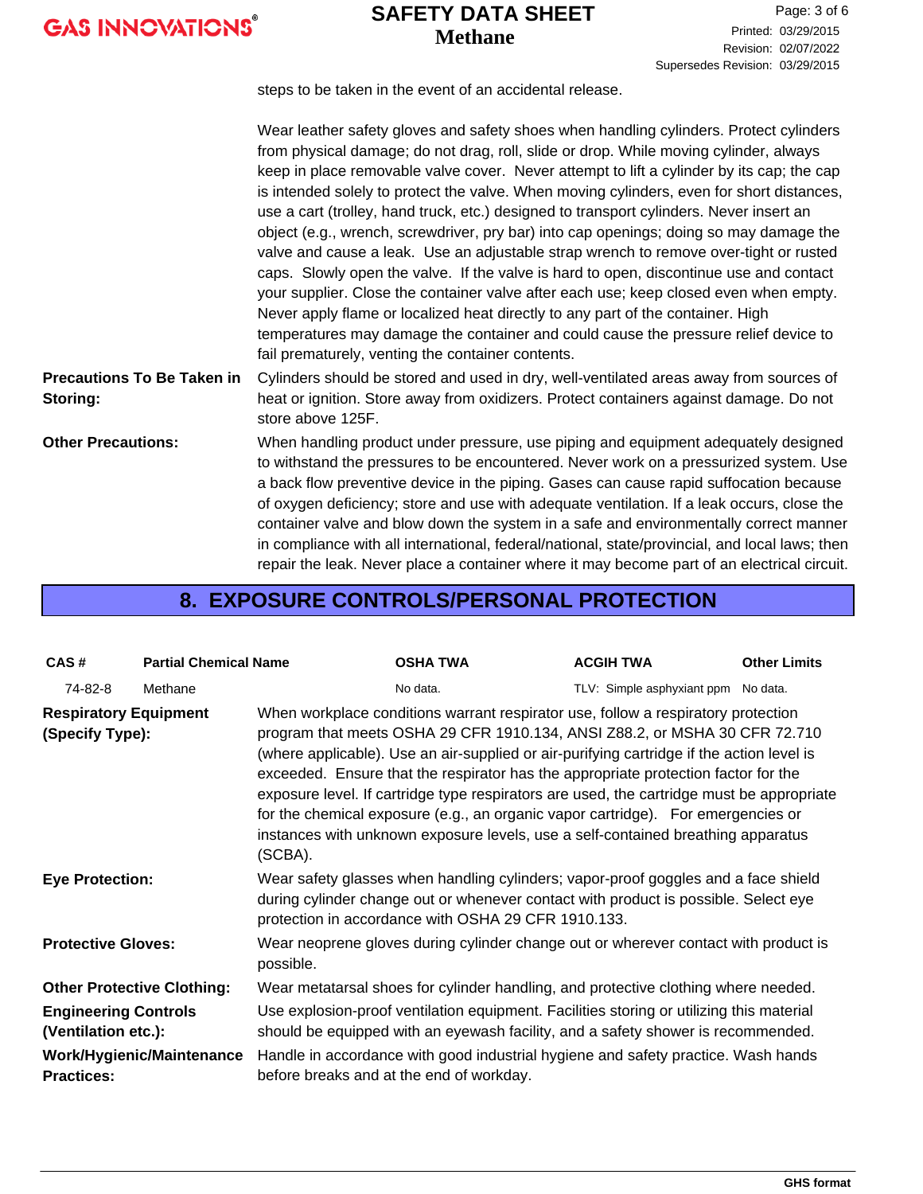steps to be taken in the event of an accidental release.

Wear leather safety gloves and safety shoes when handling cylinders. Protect cylinders from physical damage; do not drag, roll, slide or drop. While moving cylinder, always keep in place removable valve cover. Never attempt to lift a cylinder by its cap; the cap is intended solely to protect the valve. When moving cylinders, even for short distances, use a cart (trolley, hand truck, etc.) designed to transport cylinders. Never insert an object (e.g., wrench, screwdriver, pry bar) into cap openings; doing so may damage the valve and cause a leak. Use an adjustable strap wrench to remove over-tight or rusted caps. Slowly open the valve. If the valve is hard to open, discontinue use and contact your supplier. Close the container valve after each use; keep closed even when empty. Never apply flame or localized heat directly to any part of the container. High temperatures may damage the container and could cause the pressure relief device to fail prematurely, venting the container contents.

**Precautions To Be Taken in Storing:** Cylinders should be stored and used in dry, well-ventilated areas away from sources of heat or ignition. Store away from oxidizers. Protect containers against damage. Do not store above 125F.

**Other Precautions:** When handling product under pressure, use piping and equipment adequately designed to withstand the pressures to be encountered. Never work on a pressurized system. Use a back flow preventive device in the piping. Gases can cause rapid suffocation because of oxygen deficiency; store and use with adequate ventilation. If a leak occurs, close the container valve and blow down the system in a safe and environmentally correct manner in compliance with all international, federal/national, state/provincial, and local laws; then repair the leak. Never place a container where it may become part of an electrical circuit.

## 8. EXPOSURE CONTROLS/PERSONAL PROTECTION

| CAS # | Partial Chemical Name | OSHA TWA | ACGIH TWA | Other Limits |
|---|---|---|---|---|
| 74-82-8 | Methane | No data. | TLV: Simple asphyxiant ppm | No data. |

**Respiratory Equipment (Specify Type):** When workplace conditions warrant respirator use, follow a respiratory protection program that meets OSHA 29 CFR 1910.134, ANSI Z88.2, or MSHA 30 CFR 72.710 (where applicable). Use an air-supplied or air-purifying cartridge if the action level is exceeded. Ensure that the respirator has the appropriate protection factor for the exposure level. If cartridge type respirators are used, the cartridge must be appropriate for the chemical exposure (e.g., an organic vapor cartridge). For emergencies or instances with unknown exposure levels, use a self-contained breathing apparatus (SCBA).

**Eye Protection:** Wear safety glasses when handling cylinders; vapor-proof goggles and a face shield during cylinder change out or whenever contact with product is possible. Select eye protection in accordance with OSHA 29 CFR 1910.133.

**Protective Gloves:** Wear neoprene gloves during cylinder change out or wherever contact with product is possible.

**Other Protective Clothing:** Wear metatarsal shoes for cylinder handling, and protective clothing where needed.

**Engineering Controls (Ventilation etc.):** Use explosion-proof ventilation equipment. Facilities storing or utilizing this material should be equipped with an eyewash facility, and a safety shower is recommended.

**Work/Hygienic/Maintenance Practices:** Handle in accordance with good industrial hygiene and safety practice. Wash hands before breaks and at the end of workday.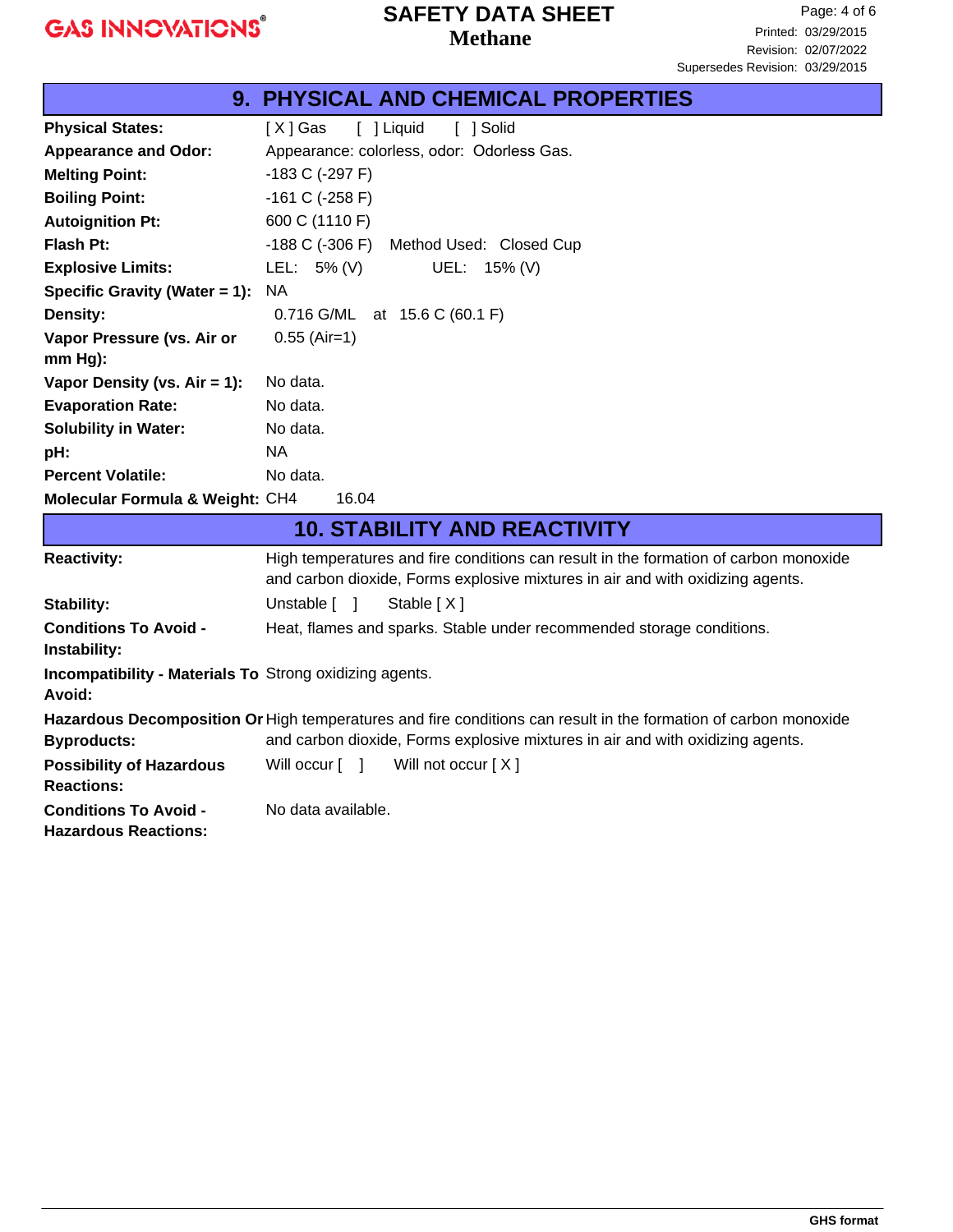## 9. PHYSICAL AND CHEMICAL PROPERTIES

| | |
|---|---|
| **Physical States:** | [ X ] Gas  [ ] Liquid  [ ] Solid |
| **Appearance and Odor:** | Appearance: colorless, odor: Odorless Gas. |
| **Melting Point:** | -183 C (-297 F) |
| **Boiling Point:** | -161 C (-258 F) |
| **Autoignition Pt:** | 600 C (1110 F) |
| **Flash Pt:** | -188 C (-306 F) Method Used: Closed Cup |
| **Explosive Limits:** | LEL: 5% (V) UEL: 15% (V) |
| **Specific Gravity (Water = 1):** | NA |
| **Density:** | 0.716 G/ML at 15.6 C (60.1 F) |
| **Vapor Pressure (vs. Air or mm Hg):** | 0.55 (Air=1) |
| **Vapor Density (vs. Air = 1):** | No data. |
| **Evaporation Rate:** | No data. |
| **Solubility in Water:** | No data. |
| **pH:** | NA |
| **Percent Volatile:** | No data. |
| **Molecular Formula & Weight:** | $CH_4$ 16.04 |

## 10. STABILITY AND REACTIVITY

| | |
|---|---|
| **Reactivity:** | High temperatures and fire conditions can result in the formation of carbon monoxide and carbon dioxide, Forms explosive mixtures in air and with oxidizing agents. |
| **Stability:** | Unstable [ ]  Stable [ X ] |
| **Conditions To Avoid - Instability:** | Heat, flames and sparks. Stable under recommended storage conditions. |
| **Incompatibility - Materials To Avoid:** | Strong oxidizing agents. |
| **Hazardous Decomposition Or Byproducts:** | High temperatures and fire conditions can result in the formation of carbon monoxide and carbon dioxide, Forms explosive mixtures in air and with oxidizing agents. |
| **Possibility of Hazardous Reactions:** | Will occur [ ]  Will not occur [ X ] |
| **Conditions To Avoid - Hazardous Reactions:** | No data available. |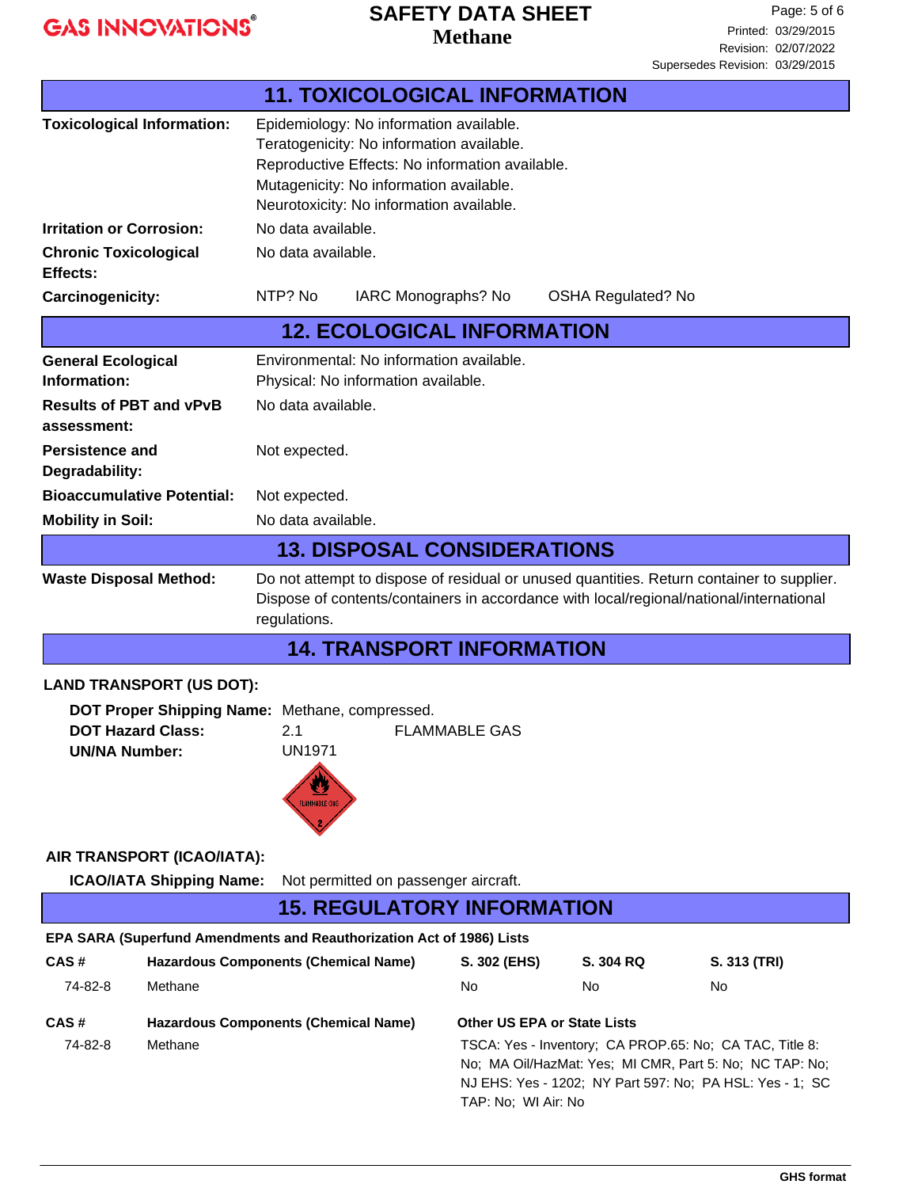## 11. TOXICOLOGICAL INFORMATION

**Toxicological Information:**
Epidemiology: No information available.
Teratogenicity: No information available.
Reproductive Effects: No information available.
Mutagenicity: No information available.
Neurotoxicity: No information available.

**Irritation or Corrosion:** No data available.

**Chronic Toxicological Effects:** No data available.

**Carcinogenicity:** NTP? No     IARC Monographs? No     OSHA Regulated? No

## 12. ECOLOGICAL INFORMATION

**General Ecological Information:**
Environmental: No information available.
Physical: No information available.

**Results of PBT and vPvB assessment:** No data available.

**Persistence and Degradability:** Not expected.

**Bioaccumulative Potential:** Not expected.

**Mobility in Soil:** No data available.

## 13. DISPOSAL CONSIDERATIONS

**Waste Disposal Method:** Do not attempt to dispose of residual or unused quantities. Return container to supplier. Dispose of contents/containers in accordance with local/regional/national/international regulations.

## 14. TRANSPORT INFORMATION

**LAND TRANSPORT (US DOT):**

**DOT Proper Shipping Name:** Methane, compressed.
**DOT Hazard Class:** 2.1     FLAMMABLE GAS
**UN/NA Number:** UN1971

**AIR TRANSPORT (ICAO/IATA):**

**ICAO/IATA Shipping Name:** Not permitted on passenger aircraft.

## 15. REGULATORY INFORMATION

**EPA SARA (Superfund Amendments and Reauthorization Act of 1986) Lists**

| CAS # | Hazardous Components (Chemical Name) | S. 302 (EHS) | S. 304 RQ | S. 313 (TRI) |
|---|---|---|---|---|
| 74-82-8 | Methane | No | No | No |

| CAS # | Hazardous Components (Chemical Name) | Other US EPA or State Lists |
|---|---|---|
| 74-82-8 | Methane | TSCA: Yes - Inventory; CA PROP.65: No; CA TAC, Title 8: No; MA Oil/HazMat: Yes; MI CMR, Part 5: No; NC TAP: No; NJ EHS: Yes - 1202; NY Part 597: No; PA HSL: Yes - 1; SC TAP: No; WI Air: No |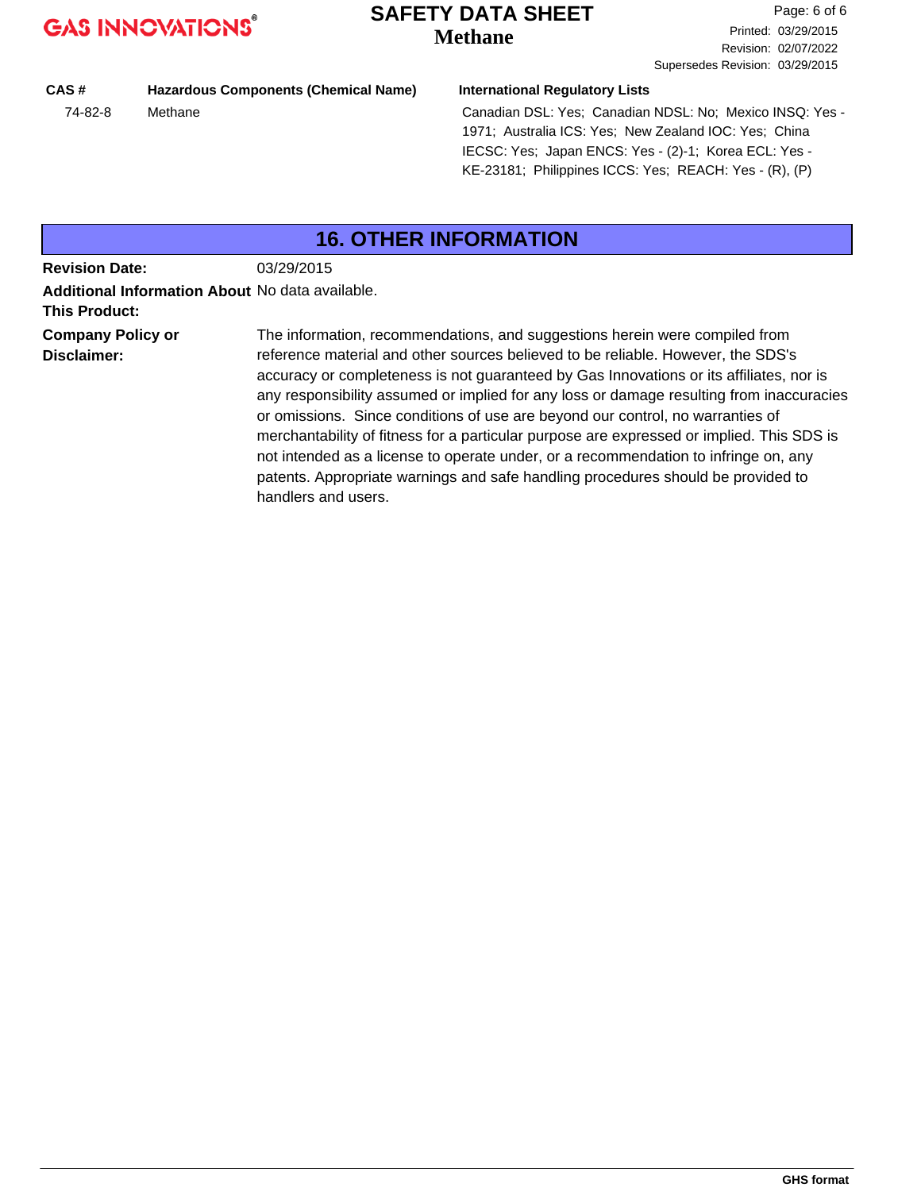| CAS # | Hazardous Components (Chemical Name) | International Regulatory Lists |
|---|---|---|
| 74-82-8 | Methane | Canadian DSL: Yes; Canadian NDSL: No; Mexico INSQ: Yes - 1971; Australia ICS: Yes; New Zealand IOC: Yes; China IECSC: Yes; Japan ENCS: Yes - (2)-1; Korea ECL: Yes - KE-23181; Philippines ICCS: Yes; REACH: Yes - (R), (P) |

## 16. OTHER INFORMATION

**Revision Date:** 03/29/2015

**Additional Information About This Product:** No data available.

**Company Policy or Disclaimer:** The information, recommendations, and suggestions herein were compiled from reference material and other sources believed to be reliable. However, the SDS's accuracy or completeness is not guaranteed by Gas Innovations or its affiliates, nor is any responsibility assumed or implied for any loss or damage resulting from inaccuracies or omissions. Since conditions of use are beyond our control, no warranties of merchantability of fitness for a particular purpose are expressed or implied. This SDS is not intended as a license to operate under, or a recommendation to infringe on, any patents. Appropriate warnings and safe handling procedures should be provided to handlers and users.